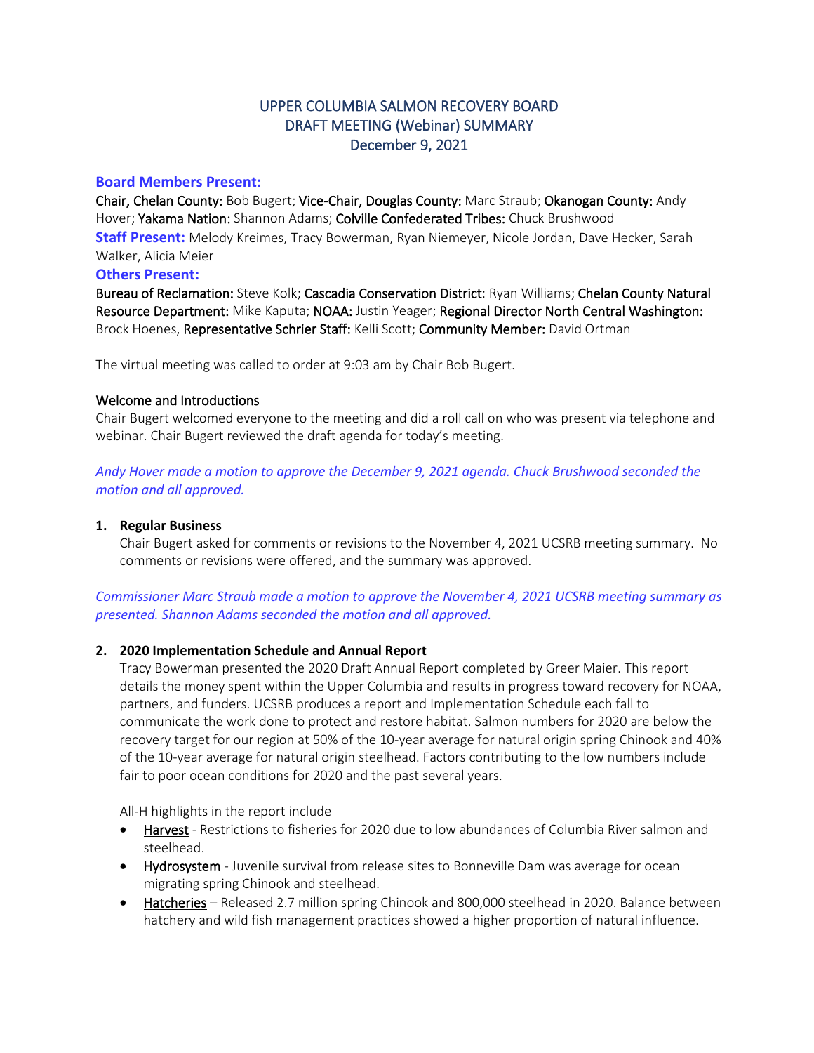# UPPER COLUMBIA SALMON RECOVERY BOARD
## DRAFT MEETING (Webinar) SUMMARY
## December 9, 2021

**Board Members Present:**

Chair, Chelan County: Bob Bugert; Vice-Chair, Douglas County: Marc Straub; Okanogan County: Andy Hover; Yakama Nation: Shannon Adams; Colville Confederated Tribes: Chuck Brushwood

**Staff Present:** Melody Kreimes, Tracy Bowerman, Ryan Niemeyer, Nicole Jordan, Dave Hecker, Sarah Walker, Alicia Meier

**Others Present:**

Bureau of Reclamation: Steve Kolk; Cascadia Conservation District: Ryan Williams; Chelan County Natural Resource Department: Mike Kaputa; NOAA: Justin Yeager; Regional Director North Central Washington: Brock Hoenes, Representative Schrier Staff: Kelli Scott; Community Member: David Ortman

The virtual meeting was called to order at 9:03 am by Chair Bob Bugert.

**Welcome and Introductions**

Chair Bugert welcomed everyone to the meeting and did a roll call on who was present via telephone and webinar. Chair Bugert reviewed the draft agenda for today's meeting.

*Andy Hover made a motion to approve the December 9, 2021 agenda. Chuck Brushwood seconded the motion and all approved.*

1. **Regular Business**

   Chair Bugert asked for comments or revisions to the November 4, 2021 UCSRB meeting summary. No comments or revisions were offered, and the summary was approved.

*Commissioner Marc Straub made a motion to approve the November 4, 2021 UCSRB meeting summary as presented. Shannon Adams seconded the motion and all approved.*

2. **2020 Implementation Schedule and Annual Report**

   Tracy Bowerman presented the 2020 Draft Annual Report completed by Greer Maier. This report details the money spent within the Upper Columbia and results in progress toward recovery for NOAA, partners, and funders. UCSRB produces a report and Implementation Schedule each fall to communicate the work done to protect and restore habitat. Salmon numbers for 2020 are below the recovery target for our region at 50% of the 10-year average for natural origin spring Chinook and 40% of the 10-year average for natural origin steelhead. Factors contributing to the low numbers include fair to poor ocean conditions for 2020 and the past several years.

   All-H highlights in the report include

   - Harvest - Restrictions to fisheries for 2020 due to low abundances of Columbia River salmon and steelhead.
   - Hydrosystem - Juvenile survival from release sites to Bonneville Dam was average for ocean migrating spring Chinook and steelhead.
   - Hatcheries – Released 2.7 million spring Chinook and 800,000 steelhead in 2020. Balance between hatchery and wild fish management practices showed a higher proportion of natural influence.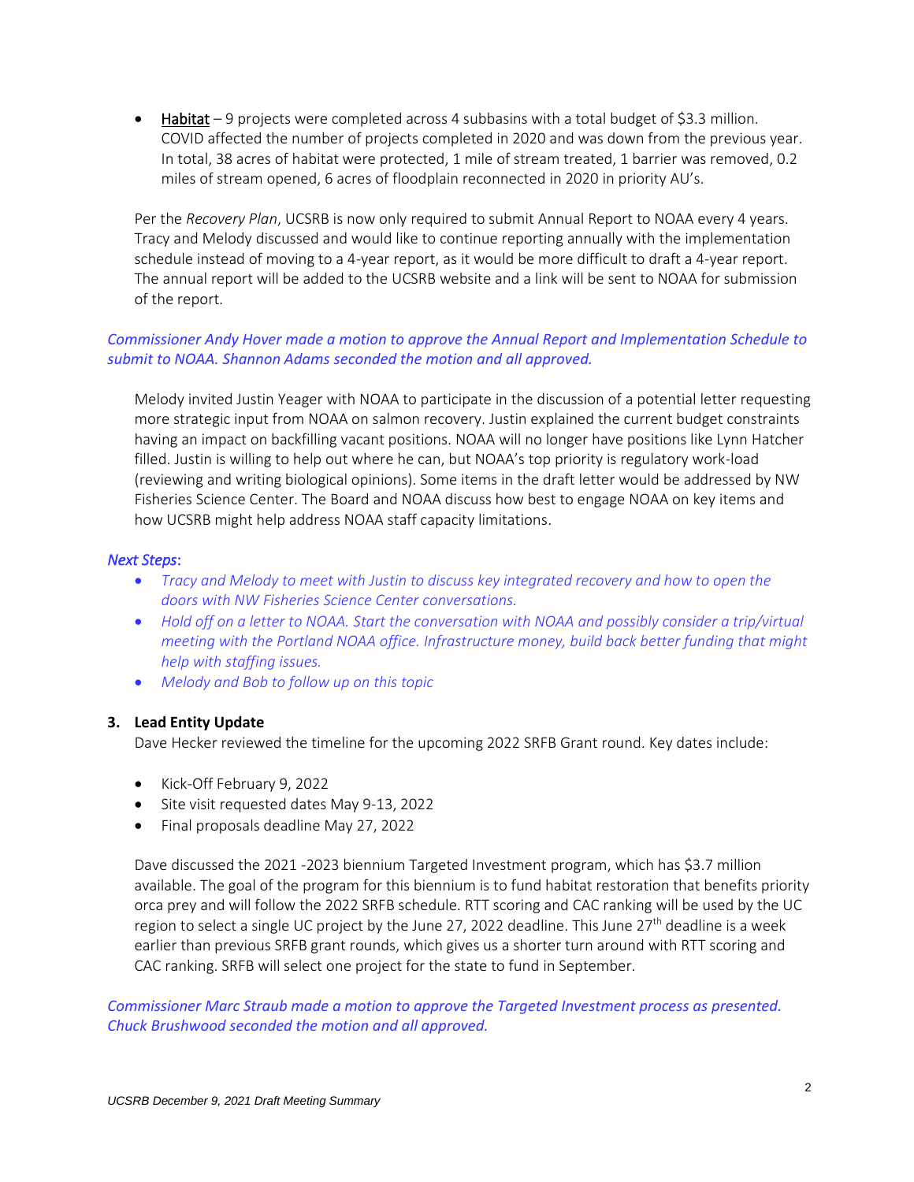- Habitat – 9 projects were completed across 4 subbasins with a total budget of $3.3 million. COVID affected the number of projects completed in 2020 and was down from the previous year. In total, 38 acres of habitat were protected, 1 mile of stream treated, 1 barrier was removed, 0.2 miles of stream opened, 6 acres of floodplain reconnected in 2020 in priority AU's.

Per the *Recovery Plan*, UCSRB is now only required to submit Annual Report to NOAA every 4 years. Tracy and Melody discussed and would like to continue reporting annually with the implementation schedule instead of moving to a 4-year report, as it would be more difficult to draft a 4-year report. The annual report will be added to the UCSRB website and a link will be sent to NOAA for submission of the report.

*Commissioner Andy Hover made a motion to approve the Annual Report and Implementation Schedule to submit to NOAA. Shannon Adams seconded the motion and all approved.*

Melody invited Justin Yeager with NOAA to participate in the discussion of a potential letter requesting more strategic input from NOAA on salmon recovery. Justin explained the current budget constraints having an impact on backfilling vacant positions. NOAA will no longer have positions like Lynn Hatcher filled. Justin is willing to help out where he can, but NOAA's top priority is regulatory work-load (reviewing and writing biological opinions). Some items in the draft letter would be addressed by NW Fisheries Science Center. The Board and NOAA discuss how best to engage NOAA on key items and how UCSRB might help address NOAA staff capacity limitations.

*Next Steps:*

- *Tracy and Melody to meet with Justin to discuss key integrated recovery and how to open the doors with NW Fisheries Science Center conversations.*
- *Hold off on a letter to NOAA. Start the conversation with NOAA and possibly consider a trip/virtual meeting with the Portland NOAA office. Infrastructure money, build back better funding that might help with staffing issues.*
- *Melody and Bob to follow up on this topic*

**3. Lead Entity Update**

Dave Hecker reviewed the timeline for the upcoming 2022 SRFB Grant round. Key dates include:

- Kick-Off February 9, 2022
- Site visit requested dates May 9-13, 2022
- Final proposals deadline May 27, 2022

Dave discussed the 2021 -2023 biennium Targeted Investment program, which has $3.7 million available. The goal of the program for this biennium is to fund habitat restoration that benefits priority orca prey and will follow the 2022 SRFB schedule. RTT scoring and CAC ranking will be used by the UC region to select a single UC project by the June 27, 2022 deadline. This June 27th deadline is a week earlier than previous SRFB grant rounds, which gives us a shorter turn around with RTT scoring and CAC ranking. SRFB will select one project for the state to fund in September.

*Commissioner Marc Straub made a motion to approve the Targeted Investment process as presented. Chuck Brushwood seconded the motion and all approved.*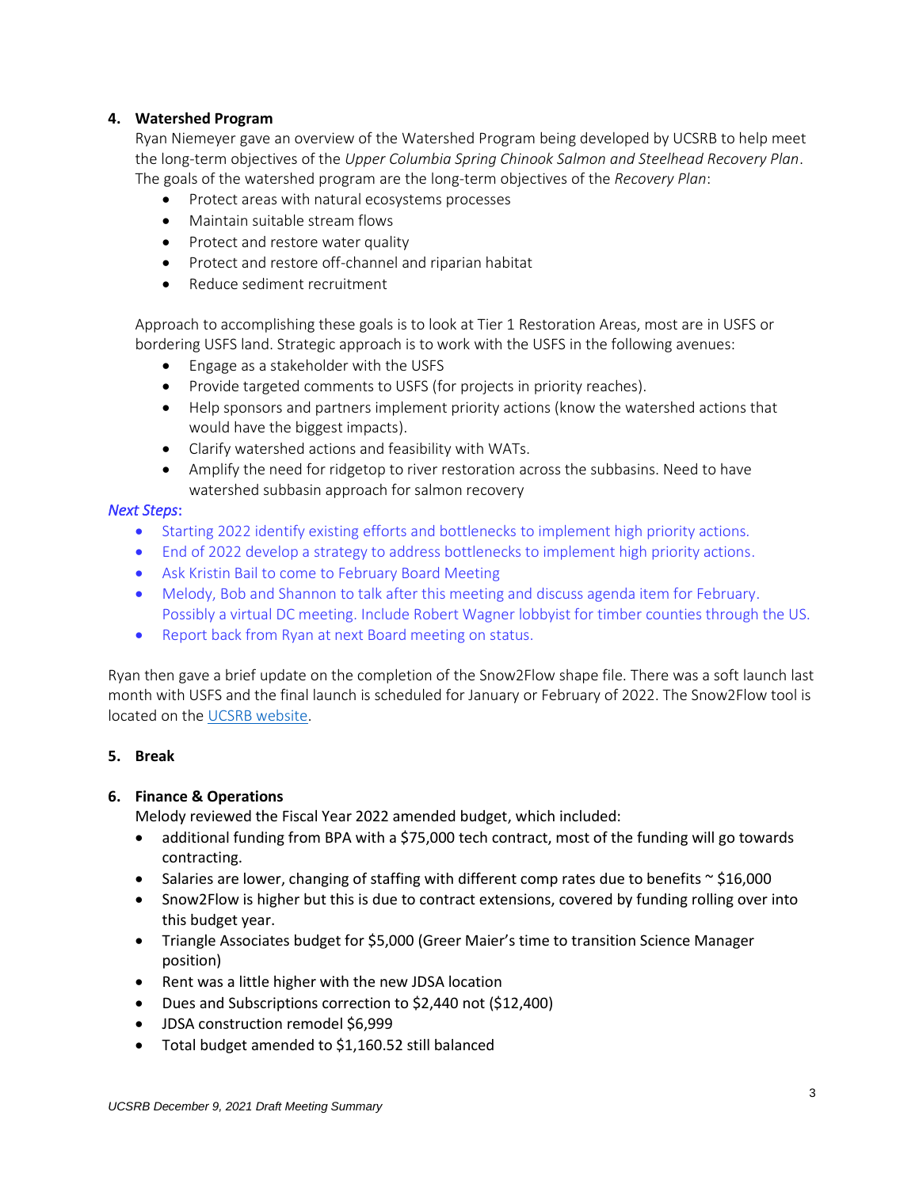### 4. Watershed Program

Ryan Niemeyer gave an overview of the Watershed Program being developed by UCSRB to help meet the long-term objectives of the *Upper Columbia Spring Chinook Salmon and Steelhead Recovery Plan*. The goals of the watershed program are the long-term objectives of the *Recovery Plan*:

- Protect areas with natural ecosystems processes
- Maintain suitable stream flows
- Protect and restore water quality
- Protect and restore off-channel and riparian habitat
- Reduce sediment recruitment

Approach to accomplishing these goals is to look at Tier 1 Restoration Areas, most are in USFS or bordering USFS land. Strategic approach is to work with the USFS in the following avenues:

- Engage as a stakeholder with the USFS
- Provide targeted comments to USFS (for projects in priority reaches).
- Help sponsors and partners implement priority actions (know the watershed actions that would have the biggest impacts).
- Clarify watershed actions and feasibility with WATs.
- Amplify the need for ridgetop to river restoration across the subbasins. Need to have watershed subbasin approach for salmon recovery

***Next Steps*:**

- Starting 2022 identify existing efforts and bottlenecks to implement high priority actions.
- End of 2022 develop a strategy to address bottlenecks to implement high priority actions.
- Ask Kristin Bail to come to February Board Meeting
- Melody, Bob and Shannon to talk after this meeting and discuss agenda item for February. Possibly a virtual DC meeting. Include Robert Wagner lobbyist for timber counties through the US.
- Report back from Ryan at next Board meeting on status.

Ryan then gave a brief update on the completion of the Snow2Flow shape file. There was a soft launch last month with USFS and the final launch is scheduled for January or February of 2022. The Snow2Flow tool is located on the UCSRB website.

### 5. Break

### 6. Finance & Operations

Melody reviewed the Fiscal Year 2022 amended budget, which included:

- additional funding from BPA with a $75,000 tech contract, most of the funding will go towards contracting.
- Salaries are lower, changing of staffing with different comp rates due to benefits ~ $16,000
- Snow2Flow is higher but this is due to contract extensions, covered by funding rolling over into this budget year.
- Triangle Associates budget for $5,000 (Greer Maier's time to transition Science Manager position)
- Rent was a little higher with the new JDSA location
- Dues and Subscriptions correction to $2,440 not ($12,400)
- JDSA construction remodel $6,999
- Total budget amended to $1,160.52 still balanced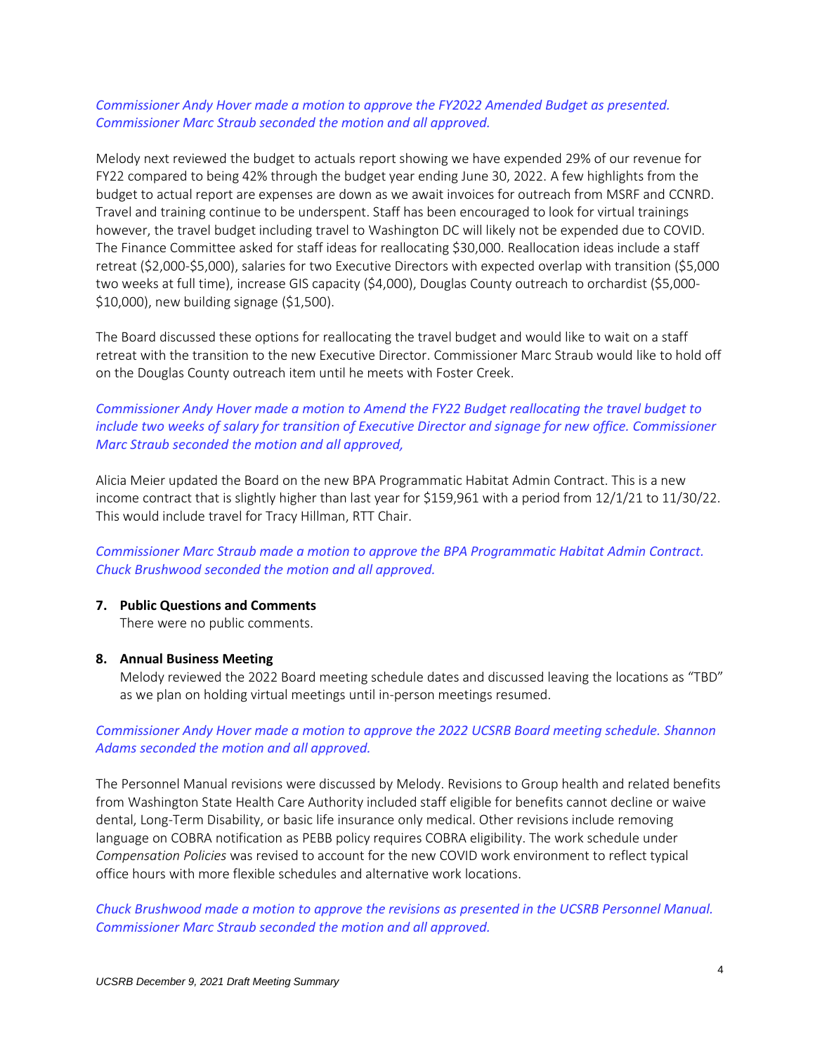*Commissioner Andy Hover made a motion to approve the FY2022 Amended Budget as presented. Commissioner Marc Straub seconded the motion and all approved.*

Melody next reviewed the budget to actuals report showing we have expended 29% of our revenue for FY22 compared to being 42% through the budget year ending June 30, 2022. A few highlights from the budget to actual report are expenses are down as we await invoices for outreach from MSRF and CCNRD. Travel and training continue to be underspent. Staff has been encouraged to look for virtual trainings however, the travel budget including travel to Washington DC will likely not be expended due to COVID. The Finance Committee asked for staff ideas for reallocating $30,000. Reallocation ideas include a staff retreat ($2,000-$5,000), salaries for two Executive Directors with expected overlap with transition ($5,000 two weeks at full time), increase GIS capacity ($4,000), Douglas County outreach to orchardist ($5,000-$10,000), new building signage ($1,500).

The Board discussed these options for reallocating the travel budget and would like to wait on a staff retreat with the transition to the new Executive Director. Commissioner Marc Straub would like to hold off on the Douglas County outreach item until he meets with Foster Creek.

*Commissioner Andy Hover made a motion to Amend the FY22 Budget reallocating the travel budget to include two weeks of salary for transition of Executive Director and signage for new office. Commissioner Marc Straub seconded the motion and all approved,*

Alicia Meier updated the Board on the new BPA Programmatic Habitat Admin Contract. This is a new income contract that is slightly higher than last year for $159,961 with a period from 12/1/21 to 11/30/22. This would include travel for Tracy Hillman, RTT Chair.

*Commissioner Marc Straub made a motion to approve the BPA Programmatic Habitat Admin Contract. Chuck Brushwood seconded the motion and all approved.*

7. **Public Questions and Comments**
   There were no public comments.

8. **Annual Business Meeting**
   Melody reviewed the 2022 Board meeting schedule dates and discussed leaving the locations as "TBD" as we plan on holding virtual meetings until in-person meetings resumed.

*Commissioner Andy Hover made a motion to approve the 2022 UCSRB Board meeting schedule. Shannon Adams seconded the motion and all approved.*

The Personnel Manual revisions were discussed by Melody. Revisions to Group health and related benefits from Washington State Health Care Authority included staff eligible for benefits cannot decline or waive dental, Long-Term Disability, or basic life insurance only medical. Other revisions include removing language on COBRA notification as PEBB policy requires COBRA eligibility. The work schedule under *Compensation Policies* was revised to account for the new COVID work environment to reflect typical office hours with more flexible schedules and alternative work locations.

*Chuck Brushwood made a motion to approve the revisions as presented in the UCSRB Personnel Manual. Commissioner Marc Straub seconded the motion and all approved.*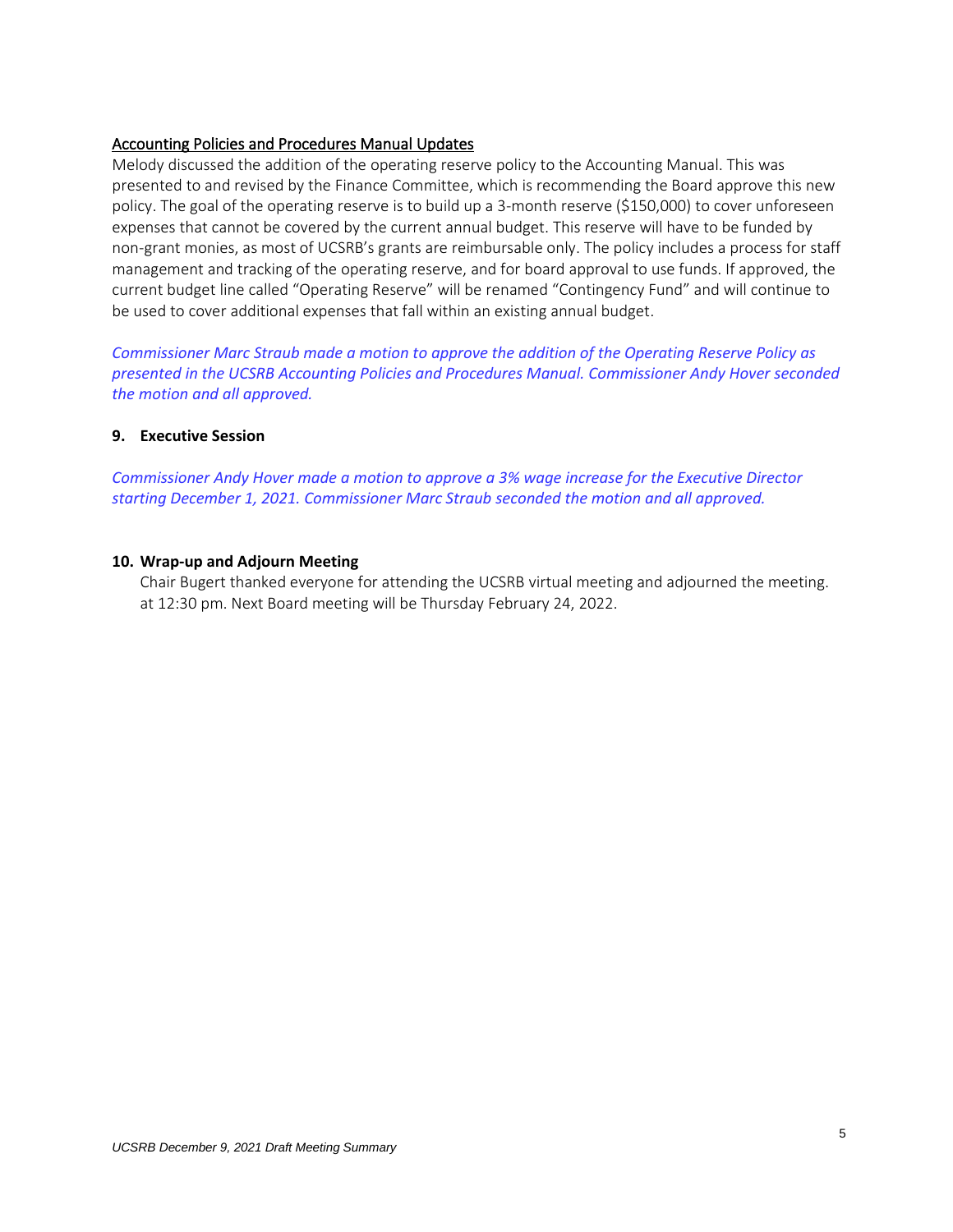<u>Accounting Policies and Procedures Manual Updates</u>

Melody discussed the addition of the operating reserve policy to the Accounting Manual. This was presented to and revised by the Finance Committee, which is recommending the Board approve this new policy. The goal of the operating reserve is to build up a 3-month reserve ($150,000) to cover unforeseen expenses that cannot be covered by the current annual budget. This reserve will have to be funded by non-grant monies, as most of UCSRB's grants are reimbursable only. The policy includes a process for staff management and tracking of the operating reserve, and for board approval to use funds. If approved, the current budget line called "Operating Reserve" will be renamed "Contingency Fund" and will continue to be used to cover additional expenses that fall within an existing annual budget.

*Commissioner Marc Straub made a motion to approve the addition of the Operating Reserve Policy as presented in the UCSRB Accounting Policies and Procedures Manual. Commissioner Andy Hover seconded the motion and all approved.*

**9. Executive Session**

*Commissioner Andy Hover made a motion to approve a 3% wage increase for the Executive Director starting December 1, 2021. Commissioner Marc Straub seconded the motion and all approved.*

**10. Wrap-up and Adjourn Meeting**

Chair Bugert thanked everyone for attending the UCSRB virtual meeting and adjourned the meeting. at 12:30 pm. Next Board meeting will be Thursday February 24, 2022.